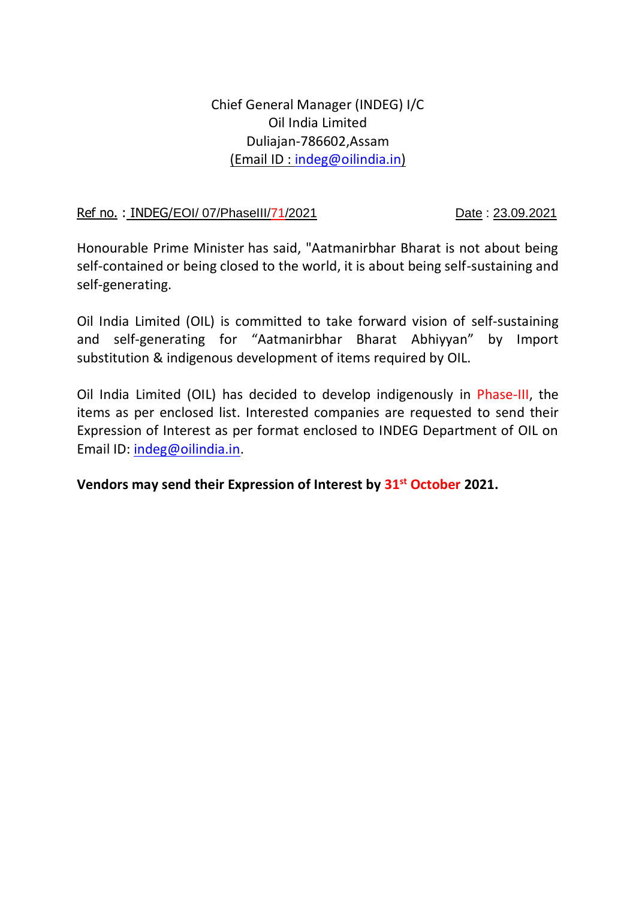Chief General Manager (INDEG) I/C
Oil India Limited
Duliajan-786602,Assam
(Email ID : indeg@oilindia.in)

Ref no. : INDEG/EOI/ 07/PhaseIII/71/2021 Date : 23.09.2021

Honourable Prime Minister has said, "Aatmanirbhar Bharat is not about being self-contained or being closed to the world, it is about being self-sustaining and self-generating.

Oil India Limited (OIL) is committed to take forward vision of self-sustaining and self-generating for “Aatmanirbhar Bharat Abhiyyan” by Import substitution & indigenous development of items required by OIL.

Oil India Limited (OIL) has decided to develop indigenously in Phase-III, the items as per enclosed list. Interested companies are requested to send their Expression of Interest as per format enclosed to INDEG Department of OIL on Email ID: indeg@oilindia.in.

**Vendors may send their Expression of Interest by 31st October 2021.**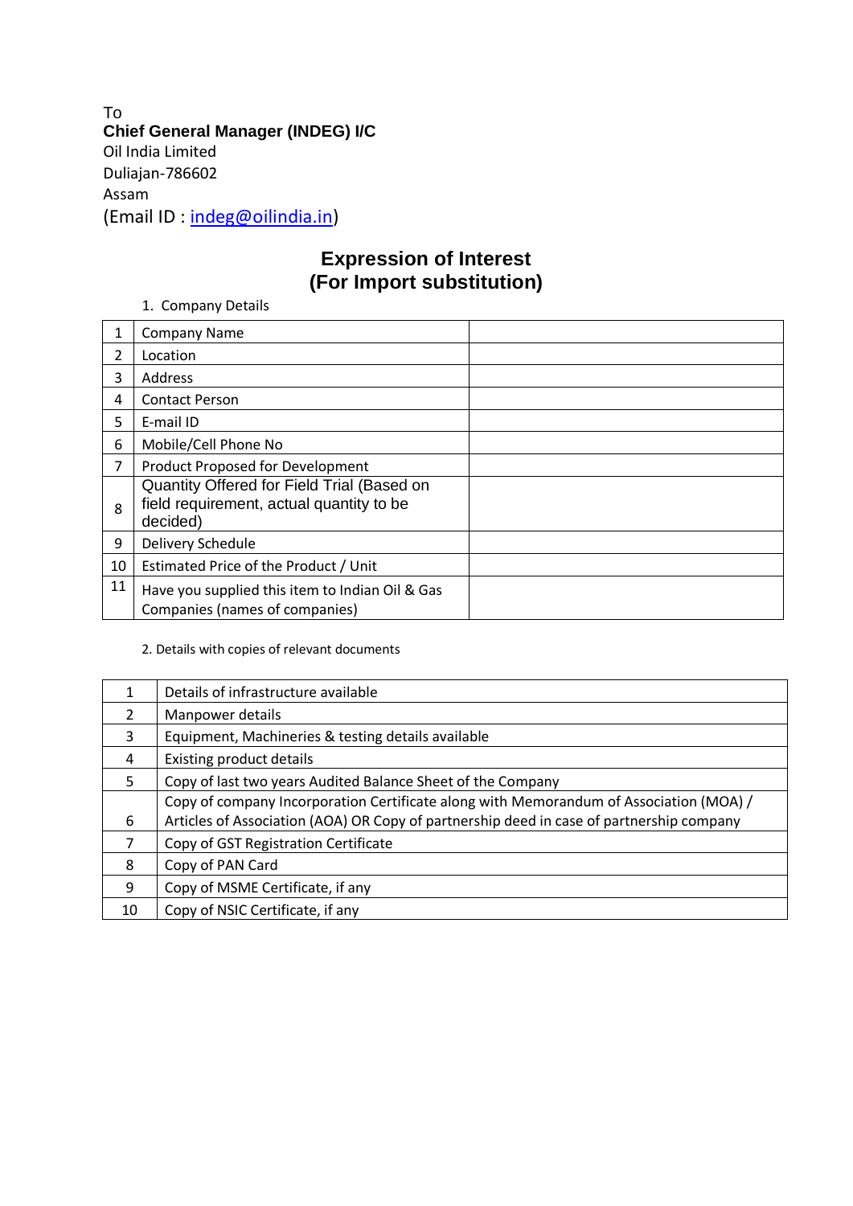To

**Chief General Manager (INDEG) I/C**

Oil India Limited

Duliajan-786602

Assam

(Email ID : indeg@oilindia.in)

# Expression of Interest
# (For Import substitution)

1. Company Details

| | | |
|---|---|---|
| 1 | Company Name | |
| 2 | Location | |
| 3 | Address | |
| 4 | Contact Person | |
| 5 | E-mail ID | |
| 6 | Mobile/Cell Phone No | |
| 7 | Product Proposed for Development | |
| 8 | Quantity Offered for Field Trial (Based on field requirement, actual quantity to be decided) | |
| 9 | Delivery Schedule | |
| 10 | Estimated Price of the Product / Unit | |
| 11 | Have you supplied this item to Indian Oil & Gas Companies (names of companies) | |

2. Details with copies of relevant documents

| | |
|---|---|
| 1 | Details of infrastructure available |
| 2 | Manpower details |
| 3 | Equipment, Machineries & testing details available |
| 4 | Existing product details |
| 5 | Copy of last two years Audited Balance Sheet of the Company |
| 6 | Copy of company Incorporation Certificate along with Memorandum of Association (MOA) / Articles of Association (AOA) OR Copy of partnership deed in case of partnership company |
| 7 | Copy of GST Registration Certificate |
| 8 | Copy of PAN Card |
| 9 | Copy of MSME Certificate, if any |
| 10 | Copy of NSIC Certificate, if any |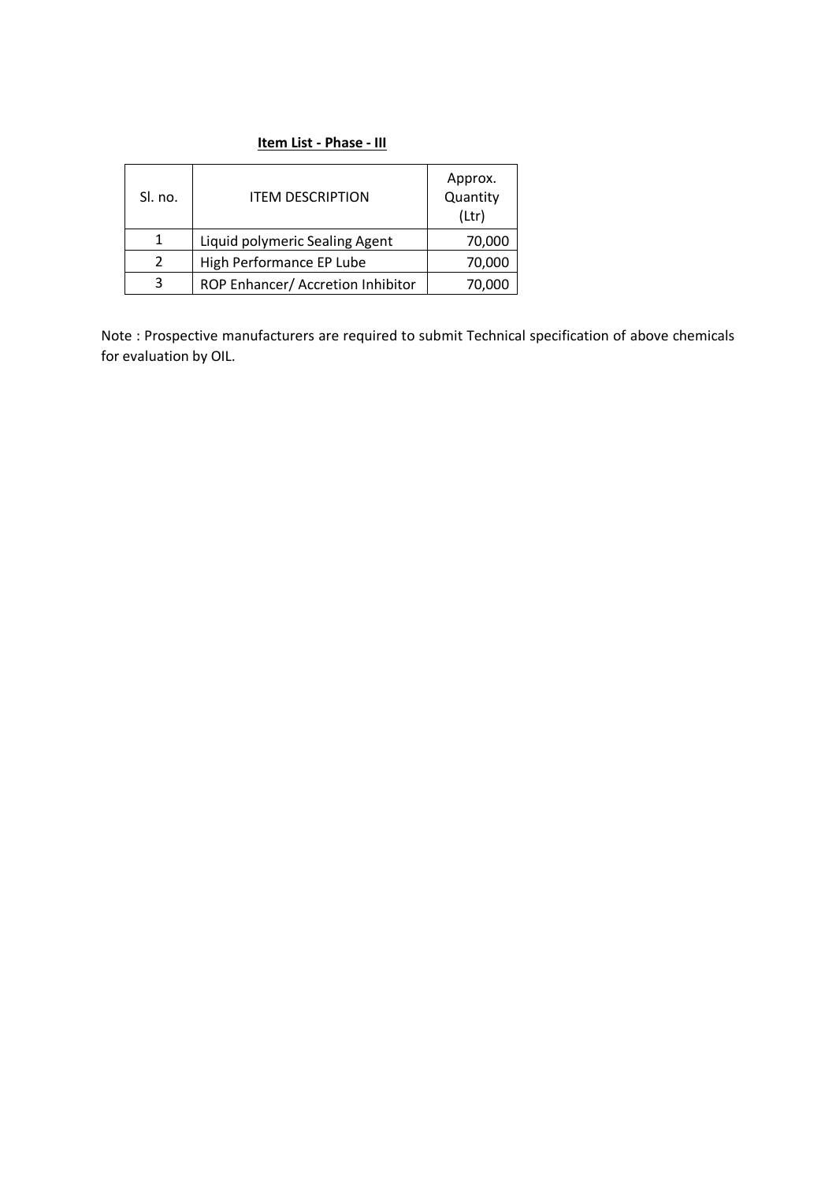**Item List - Phase - III**

| Sl. no. | ITEM DESCRIPTION | Approx. Quantity (Ltr) |
|---|---|---|
| 1 | Liquid polymeric Sealing Agent | 70,000 |
| 2 | High Performance EP Lube | 70,000 |
| 3 | ROP Enhancer/ Accretion Inhibitor | 70,000 |

Note : Prospective manufacturers are required to submit Technical specification of above chemicals for evaluation by OIL.